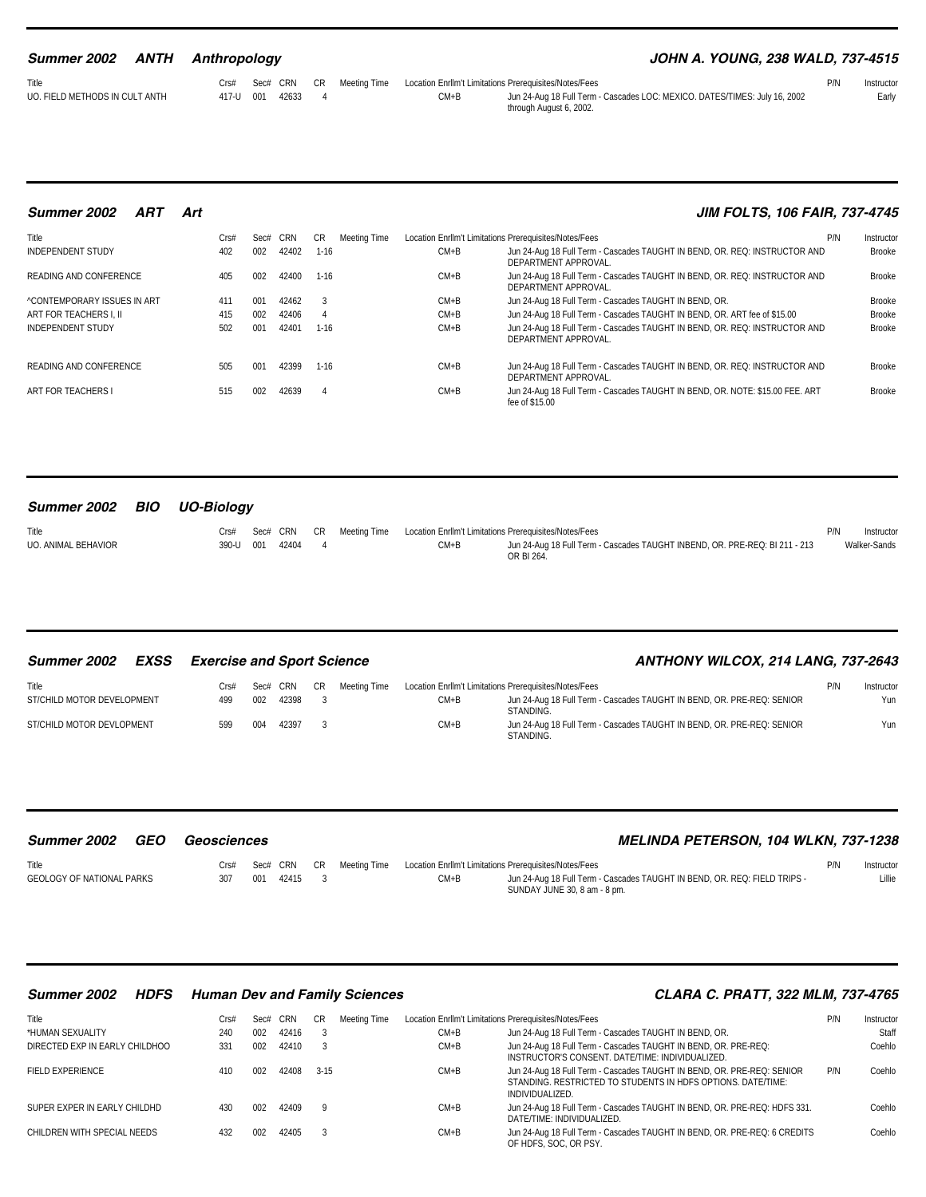## Summer 2002 ANTH Anthropology — JOHN A. YOUNG, 238 WALD, 737-4515

| Title | Crs# | Sec# | CRN | CR | Meeting Time | Location | Enrllm't Limitations | Prerequisites/Notes/Fees | P/N | Instructor |
|---|---|---|---|---|---|---|---|---|---|---|
| UO. FIELD METHODS IN CULT ANTH | 417-U | 001 | 42633 | 4 | | | CM+B | Jun 24-Aug 18 Full Term - Cascades LOC: MEXICO. DATES/TIMES: July 16, 2002 through August 6, 2002. | | Early |

## Summer 2002 ART Art — JIM FOLTS, 106 FAIR, 737-4745

| Title | Crs# | Sec# | CRN | CR | Meeting Time | Location | Enrllm't Limitations | Prerequisites/Notes/Fees | P/N | Instructor |
|---|---|---|---|---|---|---|---|---|---|---|
| INDEPENDENT STUDY | 402 | 002 | 42402 | 1-16 | | | CM+B | Jun 24-Aug 18 Full Term - Cascades TAUGHT IN BEND, OR. REQ: INSTRUCTOR AND DEPARTMENT APPROVAL. | | Brooke |
| READING AND CONFERENCE | 405 | 002 | 42400 | 1-16 | | | CM+B | Jun 24-Aug 18 Full Term - Cascades TAUGHT IN BEND, OR. REQ: INSTRUCTOR AND DEPARTMENT APPROVAL. | | Brooke |
| ^CONTEMPORARY ISSUES IN ART | 411 | 001 | 42462 | 3 | | | CM+B | Jun 24-Aug 18 Full Term - Cascades TAUGHT IN BEND, OR. | | Brooke |
| ART FOR TEACHERS I, II | 415 | 002 | 42406 | 4 | | | CM+B | Jun 24-Aug 18 Full Term - Cascades TAUGHT IN BEND, OR. ART fee of $15.00 | | Brooke |
| INDEPENDENT STUDY | 502 | 001 | 42401 | 1-16 | | | CM+B | Jun 24-Aug 18 Full Term - Cascades TAUGHT IN BEND, OR. REQ: INSTRUCTOR AND DEPARTMENT APPROVAL. | | Brooke |
| READING AND CONFERENCE | 505 | 001 | 42399 | 1-16 | | | CM+B | Jun 24-Aug 18 Full Term - Cascades TAUGHT IN BEND, OR. REQ: INSTRUCTOR AND DEPARTMENT APPROVAL. | | Brooke |
| ART FOR TEACHERS I | 515 | 002 | 42639 | 4 | | | CM+B | Jun 24-Aug 18 Full Term - Cascades TAUGHT IN BEND, OR. NOTE: $15.00 FEE. ART fee of $15.00 | | Brooke |

## Summer 2002 BIO UO-Biology

| Title | Crs# | Sec# | CRN | CR | Meeting Time | Location | Enrllm't Limitations | Prerequisites/Notes/Fees | P/N | Instructor |
|---|---|---|---|---|---|---|---|---|---|---|
| UO. ANIMAL BEHAVIOR | 390-U | 001 | 42404 | 4 | | | CM+B | Jun 24-Aug 18 Full Term - Cascades TAUGHT INBEND, OR. PRE-REQ: BI 211 - 213 OR BI 264. | | Walker-Sands |

## Summer 2002 EXSS Exercise and Sport Science — ANTHONY WILCOX, 214 LANG, 737-2643

| Title | Crs# | Sec# | CRN | CR | Meeting Time | Location | Enrllm't Limitations | Prerequisites/Notes/Fees | P/N | Instructor |
|---|---|---|---|---|---|---|---|---|---|---|
| ST/CHILD MOTOR DEVELOPMENT | 499 | 002 | 42398 | 3 | | | CM+B | Jun 24-Aug 18 Full Term - Cascades TAUGHT IN BEND, OR. PRE-REQ: SENIOR STANDING. | | Yun |
| ST/CHILD MOTOR DEVLOPMENT | 599 | 004 | 42397 | 3 | | | CM+B | Jun 24-Aug 18 Full Term - Cascades TAUGHT IN BEND, OR. PRE-REQ: SENIOR STANDING. | | Yun |

## Summer 2002 GEO Geosciences — MELINDA PETERSON, 104 WLKN, 737-1238

| Title | Crs# | Sec# | CRN | CR | Meeting Time | Location | Enrllm't Limitations | Prerequisites/Notes/Fees | P/N | Instructor |
|---|---|---|---|---|---|---|---|---|---|---|
| GEOLOGY OF NATIONAL PARKS | 307 | 001 | 42415 | 3 | | | CM+B | Jun 24-Aug 18 Full Term - Cascades TAUGHT IN BEND, OR. REQ: FIELD TRIPS - SUNDAY JUNE 30, 8 am - 8 pm. | | Lillie |

## Summer 2002 HDFS Human Dev and Family Sciences — CLARA C. PRATT, 322 MLM, 737-4765

| Title | Crs# | Sec# | CRN | CR | Meeting Time | Location | Enrllm't Limitations | Prerequisites/Notes/Fees | P/N | Instructor |
|---|---|---|---|---|---|---|---|---|---|---|
| *HUMAN SEXUALITY | 240 | 002 | 42416 | 3 | | | CM+B | Jun 24-Aug 18 Full Term - Cascades TAUGHT IN BEND, OR. | | Staff |
| DIRECTED EXP IN EARLY CHILDHOO | 331 | 002 | 42410 | 3 | | | CM+B | Jun 24-Aug 18 Full Term - Cascades TAUGHT IN BEND, OR. PRE-REQ: INSTRUCTOR'S CONSENT. DATE/TIME: INDIVIDUALIZED. | | Coehlo |
| FIELD EXPERIENCE | 410 | 002 | 42408 | 3-15 | | | CM+B | Jun 24-Aug 18 Full Term - Cascades TAUGHT IN BEND, OR. PRE-REQ: SENIOR STANDING. RESTRICTED TO STUDENTS IN HDFS OPTIONS. DATE/TIME: INDIVIDUALIZED. | P/N | Coehlo |
| SUPER EXPER IN EARLY CHILDHD | 430 | 002 | 42409 | 9 | | | CM+B | Jun 24-Aug 18 Full Term - Cascades TAUGHT IN BEND, OR. PRE-REQ: HDFS 331. DATE/TIME: INDIVIDUALIZED. | | Coehlo |
| CHILDREN WITH SPECIAL NEEDS | 432 | 002 | 42405 | 3 | | | CM+B | Jun 24-Aug 18 Full Term - Cascades TAUGHT IN BEND, OR. PRE-REQ: 6 CREDITS OF HDFS, SOC, OR PSY. | | Coehlo |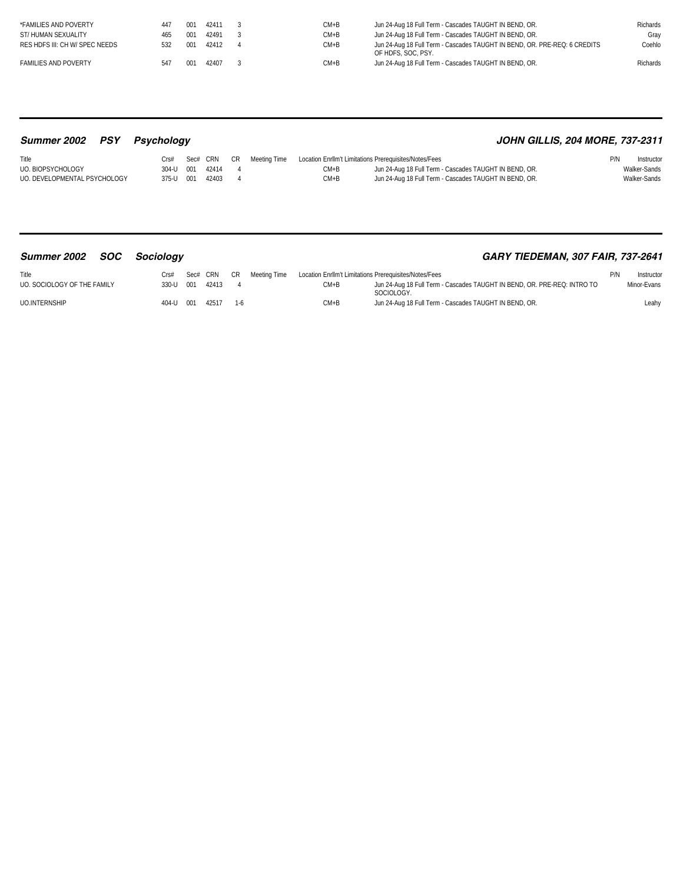| Title | Crs# | Sec# | CRN | CR | Meeting Time | Location | Enrllm't Limitations Prerequisites/Notes/Fees | P/N | Instructor |
|---|---|---|---|---|---|---|---|---|---|
| *FAMILIES AND POVERTY | 447 | 001 | 42411 | 3 | | CM+B | Jun 24-Aug 18 Full Term - Cascades TAUGHT IN BEND, OR. | | Richards |
| ST/ HUMAN SEXUALITY | 465 | 001 | 42491 | 3 | | CM+B | Jun 24-Aug 18 Full Term - Cascades TAUGHT IN BEND, OR. | | Gray |
| RES HDFS III: CH W/ SPEC NEEDS | 532 | 001 | 42412 | 4 | | CM+B | Jun 24-Aug 18 Full Term - Cascades TAUGHT IN BEND, OR. PRE-REQ: 6 CREDITS OF HDFS, SOC, PSY. | | Coehlo |
| FAMILIES AND POVERTY | 547 | 001 | 42407 | 3 | | CM+B | Jun 24-Aug 18 Full Term - Cascades TAUGHT IN BEND, OR. | | Richards |

## *Summer 2002 PSY Psychology* — *JOHN GILLIS, 204 MORE, 737-2311*

| Title | Crs# | Sec# | CRN | CR | Meeting Time | Location | Enrllm't Limitations Prerequisites/Notes/Fees | P/N | Instructor |
|---|---|---|---|---|---|---|---|---|---|
| UO. BIOPSYCHOLOGY | 304-U | 001 | 42414 | 4 | | CM+B | Jun 24-Aug 18 Full Term - Cascades TAUGHT IN BEND, OR. | | Walker-Sands |
| UO. DEVELOPMENTAL PSYCHOLOGY | 375-U | 001 | 42403 | 4 | | CM+B | Jun 24-Aug 18 Full Term - Cascades TAUGHT IN BEND, OR. | | Walker-Sands |

## *Summer 2002 SOC Sociology* — *GARY TIEDEMAN, 307 FAIR, 737-2641*

| Title | Crs# | Sec# | CRN | CR | Meeting Time | Location | Enrllm't Limitations Prerequisites/Notes/Fees | P/N | Instructor |
|---|---|---|---|---|---|---|---|---|---|
| UO. SOCIOLOGY OF THE FAMILY | 330-U | 001 | 42413 | 4 | | CM+B | Jun 24-Aug 18 Full Term - Cascades TAUGHT IN BEND, OR. PRE-REQ: INTRO TO SOCIOLOGY. | | Minor-Evans |
| UO.INTERNSHIP | 404-U | 001 | 42517 | 1-6 | | CM+B | Jun 24-Aug 18 Full Term - Cascades TAUGHT IN BEND, OR. | | Leahy |